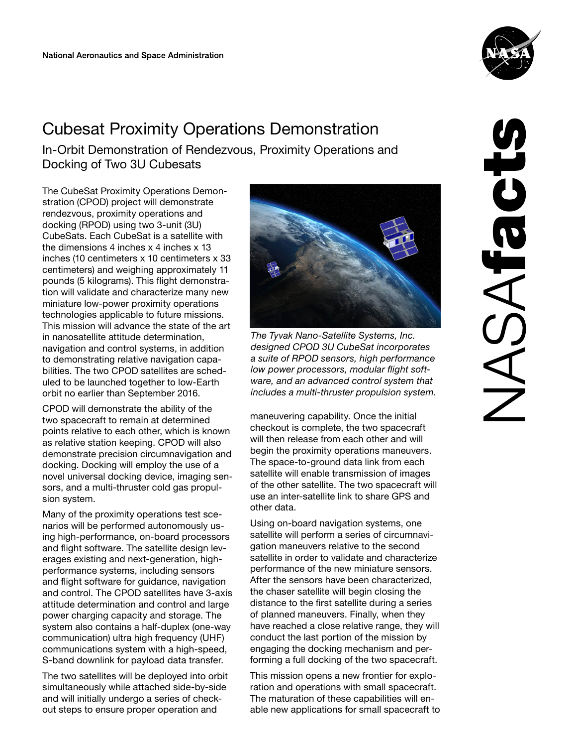National Aeronautics and Space Administration

# Cubesat Proximity Operations Demonstration

## In-Orbit Demonstration of Rendezvous, Proximity Operations and Docking of Two 3U Cubesats

The CubeSat Proximity Operations Demonstration (CPOD) project will demonstrate rendezvous, proximity operations and docking (RPOD) using two 3-unit (3U) CubeSats. Each CubeSat is a satellite with the dimensions 4 inches x 4 inches x 13 inches (10 centimeters x 10 centimeters x 33 centimeters) and weighing approximately 11 pounds (5 kilograms). This flight demonstration will validate and characterize many new miniature low-power proximity operations technologies applicable to future missions. This mission will advance the state of the art in nanosatellite attitude determination, navigation and control systems, in addition to demonstrating relative navigation capabilities. The two CPOD satellites are scheduled to be launched together to low-Earth orbit no earlier than September 2016.

CPOD will demonstrate the ability of the two spacecraft to remain at determined points relative to each other, which is known as relative station keeping. CPOD will also demonstrate precision circumnavigation and docking. Docking will employ the use of a novel universal docking device, imaging sensors, and a multi-thruster cold gas propulsion system.

Many of the proximity operations test scenarios will be performed autonomously using high-performance, on-board processors and flight software. The satellite design leverages existing and next-generation, high-performance systems, including sensors and flight software for guidance, navigation and control. The CPOD satellites have 3-axis attitude determination and control and large power charging capacity and storage. The system also contains a half-duplex (one-way communication) ultra high frequency (UHF) communications system with a high-speed, S-band downlink for payload data transfer.

The two satellites will be deployed into orbit simultaneously while attached side-by-side and will initially undergo a series of checkout steps to ensure proper operation and maneuvering capability. Once the initial checkout is complete, the two spacecraft will then release from each other and will begin the proximity operations maneuvers. The space-to-ground data link from each satellite will enable transmission of images of the other satellite. The two spacecraft will use an inter-satellite link to share GPS and other data.

*The Tyvak Nano-Satellite Systems, Inc. designed CPOD 3U CubeSat incorporates a suite of RPOD sensors, high performance low power processors, modular flight software, and an advanced control system that includes a multi-thruster propulsion system.*

Using on-board navigation systems, one satellite will perform a series of circumnavigation maneuvers relative to the second satellite in order to validate and characterize performance of the new miniature sensors. After the sensors have been characterized, the chaser satellite will begin closing the distance to the first satellite during a series of planned maneuvers. Finally, when they have reached a close relative range, they will conduct the last portion of the mission by engaging the docking mechanism and performing a full docking of the two spacecraft.

This mission opens a new frontier for exploration and operations with small spacecraft. The maturation of these capabilities will enable new applications for small spacecraft to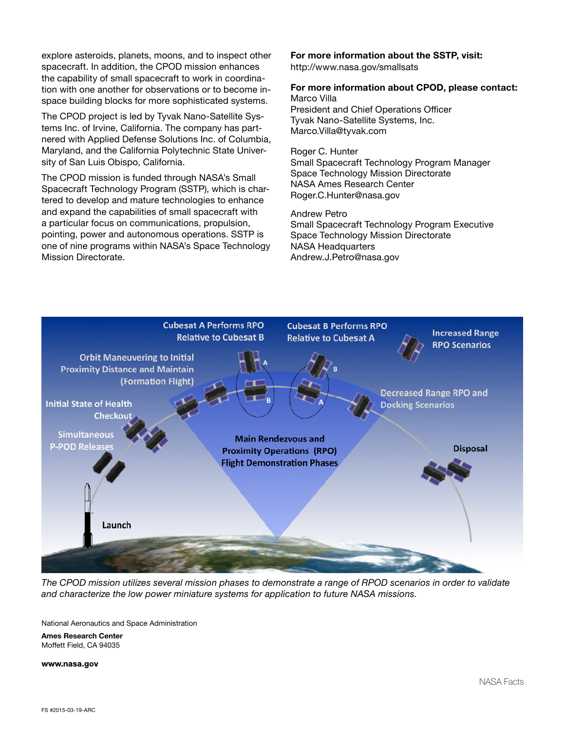explore asteroids, planets, moons, and to inspect other spacecraft. In addition, the CPOD mission enhances the capability of small spacecraft to work in coordination with one another for observations or to become in-space building blocks for more sophisticated systems.

The CPOD project is led by Tyvak Nano-Satellite Systems Inc. of Irvine, California. The company has partnered with Applied Defense Solutions Inc. of Columbia, Maryland, and the California Polytechnic State University of San Luis Obispo, California.

The CPOD mission is funded through NASA's Small Spacecraft Technology Program (SSTP), which is chartered to develop and mature technologies to enhance and expand the capabilities of small spacecraft with a particular focus on communications, propulsion, pointing, power and autonomous operations. SSTP is one of nine programs within NASA's Space Technology Mission Directorate.

**For more information about the SSTP, visit:**
http://www.nasa.gov/smallsats

**For more information about CPOD, please contact:**
Marco Villa
President and Chief Operations Officer
Tyvak Nano-Satellite Systems, Inc.
Marco.Villa@tyvak.com

Roger C. Hunter
Small Spacecraft Technology Program Manager
Space Technology Mission Directorate
NASA Ames Research Center
Roger.C.Hunter@nasa.gov

Andrew Petro
Small Spacecraft Technology Program Executive
Space Technology Mission Directorate
NASA Headquarters
Andrew.J.Petro@nasa.gov

Launch
Simultaneous P-POD Releases
Initial State of Health Checkout
Orbit Maneuvering to Initial Proximity Distance and Maintain (Formation Flight)
Cubesat A Performs RPO Relative to Cubesat B
Cubesat B Performs RPO Relative to Cubesat A
Increased Range RPO Scenarios
Decreased Range RPO and Docking Scenarios
Main Rendezvous and Proximity Operations (RPO) Flight Demonstration Phases
Disposal

*The CPOD mission utilizes several mission phases to demonstrate a range of RPOD scenarios in order to validate and characterize the low power miniature systems for application to future NASA missions.*

National Aeronautics and Space Administration

**Ames Research Center**
Moffett Field, CA 94035

**www.nasa.gov**

FS #2015-03-19-ARC